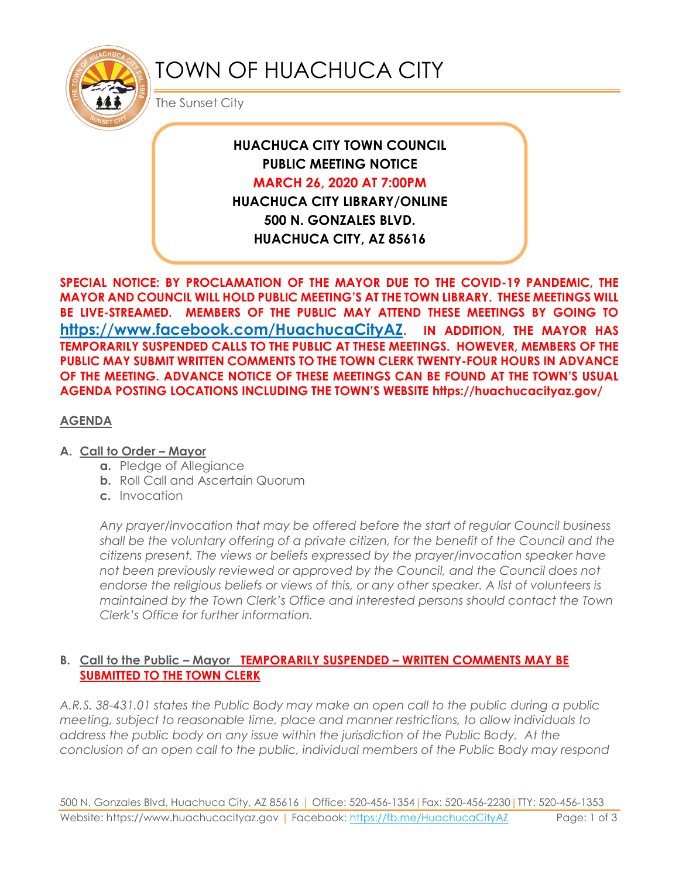# TOWN OF HUACHUCA CITY

The Sunset City

**HUACHUCA CITY TOWN COUNCIL**
**PUBLIC MEETING NOTICE**
**MARCH 26, 2020 AT 7:00PM**
**HUACHUCA CITY LIBRARY/ONLINE**
**500 N. GONZALES BLVD.**
**HUACHUCA CITY, AZ 85616**

**SPECIAL NOTICE: BY PROCLAMATION OF THE MAYOR DUE TO THE COVID-19 PANDEMIC, THE MAYOR AND COUNCIL WILL HOLD PUBLIC MEETING'S AT THE TOWN LIBRARY. THESE MEETINGS WILL BE LIVE-STREAMED. MEMBERS OF THE PUBLIC MAY ATTEND THESE MEETINGS BY GOING TO https://www.facebook.com/HuachucaCityAZ. IN ADDITION, THE MAYOR HAS TEMPORARILY SUSPENDED CALLS TO THE PUBLIC AT THESE MEETINGS. HOWEVER, MEMBERS OF THE PUBLIC MAY SUBMIT WRITTEN COMMENTS TO THE TOWN CLERK TWENTY-FOUR HOURS IN ADVANCE OF THE MEETING. ADVANCE NOTICE OF THESE MEETINGS CAN BE FOUND AT THE TOWN'S USUAL AGENDA POSTING LOCATIONS INCLUDING THE TOWN'S WEBSITE https://huachucacityaz.gov/**

## AGENDA

**A. Call to Order – Mayor**

- **a.** Pledge of Allegiance
- **b.** Roll Call and Ascertain Quorum
- **c.** Invocation

*Any prayer/invocation that may be offered before the start of regular Council business shall be the voluntary offering of a private citizen, for the benefit of the Council and the citizens present. The views or beliefs expressed by the prayer/invocation speaker have not been previously reviewed or approved by the Council, and the Council does not endorse the religious beliefs or views of this, or any other speaker. A list of volunteers is maintained by the Town Clerk's Office and interested persons should contact the Town Clerk's Office for further information.*

**B. Call to the Public – Mayor TEMPORARILY SUSPENDED – WRITTEN COMMENTS MAY BE SUBMITTED TO THE TOWN CLERK**

*A.R.S. 38-431.01 states the Public Body may make an open call to the public during a public meeting, subject to reasonable time, place and manner restrictions, to allow individuals to address the public body on any issue within the jurisdiction of the Public Body. At the conclusion of an open call to the public, individual members of the Public Body may respond*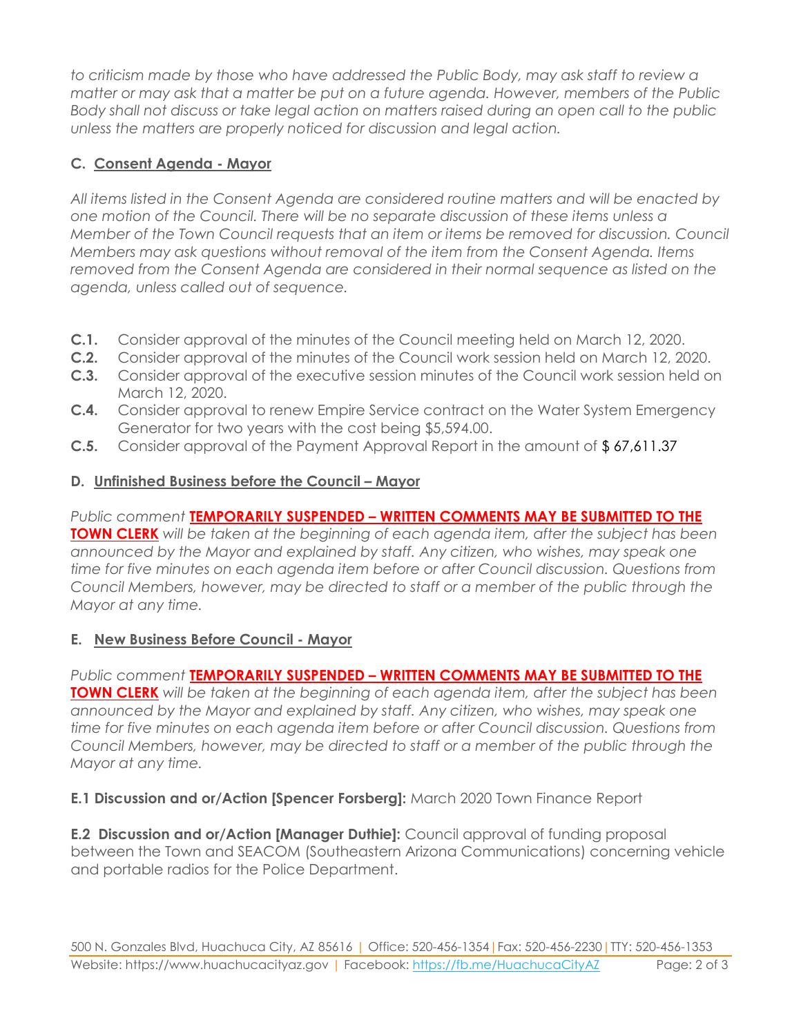*to criticism made by those who have addressed the Public Body, may ask staff to review a matter or may ask that a matter be put on a future agenda. However, members of the Public Body shall not discuss or take legal action on matters raised during an open call to the public unless the matters are properly noticed for discussion and legal action.*

### C. Consent Agenda - Mayor

*All items listed in the Consent Agenda are considered routine matters and will be enacted by one motion of the Council. There will be no separate discussion of these items unless a Member of the Town Council requests that an item or items be removed for discussion. Council Members may ask questions without removal of the item from the Consent Agenda. Items removed from the Consent Agenda are considered in their normal sequence as listed on the agenda, unless called out of sequence.*

**C.1.** Consider approval of the minutes of the Council meeting held on March 12, 2020.
**C.2.** Consider approval of the minutes of the Council work session held on March 12, 2020.
**C.3.** Consider approval of the executive session minutes of the Council work session held on March 12, 2020.
**C.4.** Consider approval to renew Empire Service contract on the Water System Emergency Generator for two years with the cost being $5,594.00.
**C.5.** Consider approval of the Payment Approval Report in the amount of $ 67,611.37

### D. Unfinished Business before the Council – Mayor

*Public comment* **TEMPORARILY SUSPENDED – WRITTEN COMMENTS MAY BE SUBMITTED TO THE TOWN CLERK** *will be taken at the beginning of each agenda item, after the subject has been announced by the Mayor and explained by staff. Any citizen, who wishes, may speak one time for five minutes on each agenda item before or after Council discussion. Questions from Council Members, however, may be directed to staff or a member of the public through the Mayor at any time.*

### E. New Business Before Council - Mayor

*Public comment* **TEMPORARILY SUSPENDED – WRITTEN COMMENTS MAY BE SUBMITTED TO THE TOWN CLERK** *will be taken at the beginning of each agenda item, after the subject has been announced by the Mayor and explained by staff. Any citizen, who wishes, may speak one time for five minutes on each agenda item before or after Council discussion. Questions from Council Members, however, may be directed to staff or a member of the public through the Mayor at any time.*

**E.1 Discussion and or/Action [Spencer Forsberg]:** March 2020 Town Finance Report

**E.2 Discussion and or/Action [Manager Duthie]:** Council approval of funding proposal between the Town and SEACOM (Southeastern Arizona Communications) concerning vehicle and portable radios for the Police Department.

500 N. Gonzales Blvd, Huachuca City, AZ 85616 | Office: 520-456-1354 | Fax: 520-456-2230 | TTY: 520-456-1353
Website: https://www.huachucacityaz.gov | Facebook: https://fb.me/HuachucaCityAZ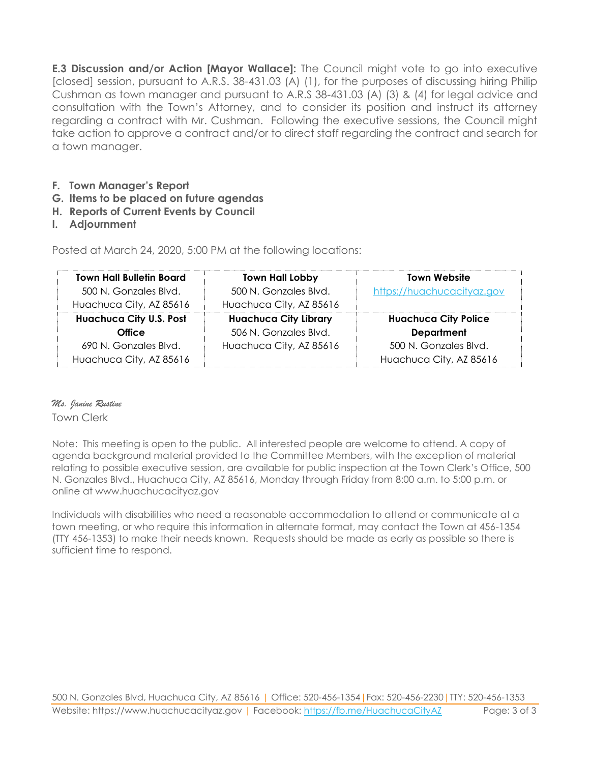**E.3 Discussion and/or Action [Mayor Wallace]:** The Council might vote to go into executive [closed] session, pursuant to A.R.S. 38-431.03 (A) (1), for the purposes of discussing hiring Philip Cushman as town manager and pursuant to A.R.S 38-431.03 (A) (3) & (4) for legal advice and consultation with the Town's Attorney, and to consider its position and instruct its attorney regarding a contract with Mr. Cushman. Following the executive sessions, the Council might take action to approve a contract and/or to direct staff regarding the contract and search for a town manager.

- **F. Town Manager's Report**
- **G. Items to be placed on future agendas**
- **H. Reports of Current Events by Council**
- **I. Adjournment**

Posted at March 24, 2020, 5:00 PM at the following locations:

| | | |
|---|---|---|
| **Town Hall Bulletin Board**<br>500 N. Gonzales Blvd.<br>Huachuca City, AZ 85616 | **Town Hall Lobby**<br>500 N. Gonzales Blvd.<br>Huachuca City, AZ 85616 | **Town Website**<br>https://huachucacityaz.gov |
| **Huachuca City U.S. Post Office**<br>690 N. Gonzales Blvd.<br>Huachuca City, AZ 85616 | **Huachuca City Library**<br>506 N. Gonzales Blvd.<br>Huachuca City, AZ 85616 | **Huachuca City Police Department**<br>500 N. Gonzales Blvd.<br>Huachuca City, AZ 85616 |

*Ms. Janine Rustine*
Town Clerk

Note: This meeting is open to the public. All interested people are welcome to attend. A copy of agenda background material provided to the Committee Members, with the exception of material relating to possible executive session, are available for public inspection at the Town Clerk's Office, 500 N. Gonzales Blvd., Huachuca City, AZ 85616, Monday through Friday from 8:00 a.m. to 5:00 p.m. or online at www.huachucacityaz.gov

Individuals with disabilities who need a reasonable accommodation to attend or communicate at a town meeting, or who require this information in alternate format, may contact the Town at 456-1354 (TTY 456-1353) to make their needs known. Requests should be made as early as possible so there is sufficient time to respond.